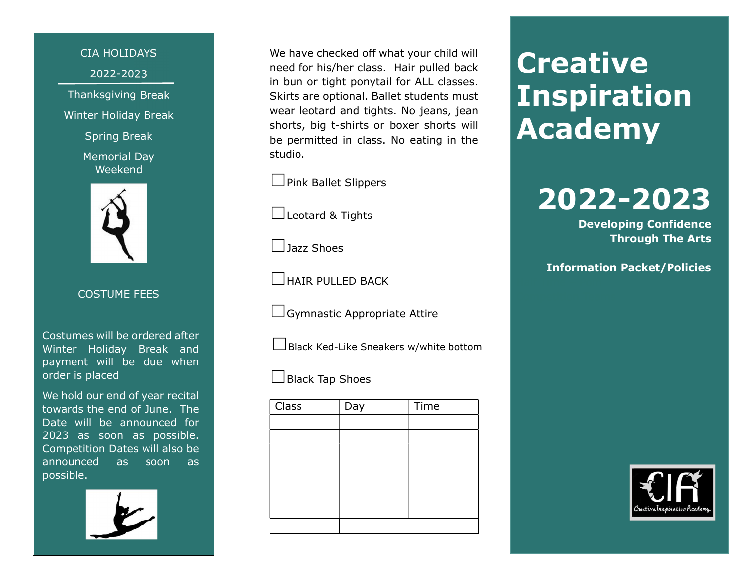CIA HOLIDAYS

2022-2023

Thanksgiving Break

Winter Holiday Break

Spring Break

Memorial Day Weekend

COSTUME FEES

Costumes will be ordered after Winter Holiday Break and payment will be due when order is placed

We hold our end of year recital towards the end of June. The Date will be announced for 2023 as soon as possible. Competition Dates will also be announced as soon as possible.

We have checked off what your child will need for his/her class. Hair pulled back in bun or tight ponytail for ALL classes. Skirts are optional. Ballet students must wear leotard and tights. No jeans, jean shorts, big t-shirts or boxer shorts will be permitted in class. No eating in the studio.

- ☐ Pink Ballet Slippers
- ☐ Leotard & Tights
- ☐ Jazz Shoes
- ☐ HAIR PULLED BACK
- ☐ Gymnastic Appropriate Attire
- ☐ Black Ked-Like Sneakers w/white bottom
- ☐ Black Tap Shoes

| Class | Day | Time |
|---|---|---|
| | | |
| | | |
| | | |
| | | |
| | | |
| | | |
| | | |
| | | |

# Creative Inspiration Academy

## 2022-2023

**Developing Confidence Through The Arts**

**Information Packet/Policies**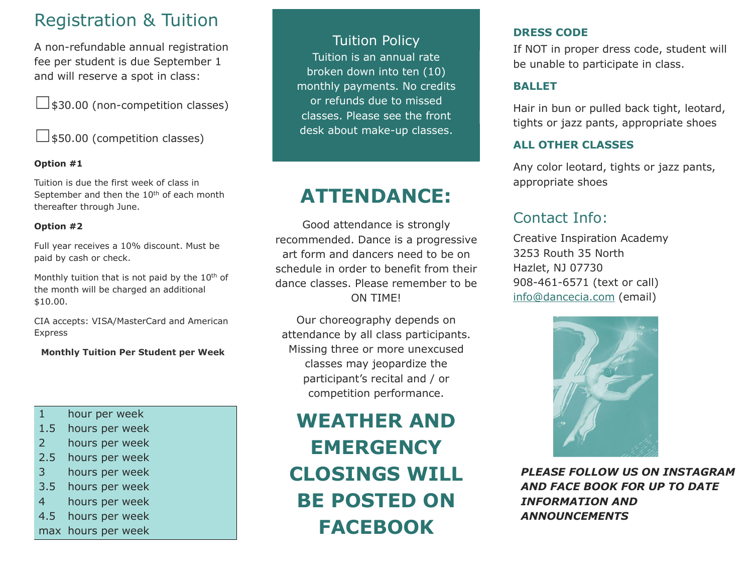## Registration & Tuition

A non-refundable annual registration fee per student is due September 1 and will reserve a spot in class:

☐ $30.00 (non-competition classes)

☐ $50.00 (competition classes)

**Option #1**

Tuition is due the first week of class in September and then the 10th of each month thereafter through June.

**Option #2**

Full year receives a 10% discount. Must be paid by cash or check.

Monthly tuition that is not paid by the 10th of the month will be charged an additional $10.00.

CIA accepts: VISA/MasterCard and American Express

**Monthly Tuition Per Student per Week**

| | |
|---|---|
| 1 | hour per week |
| 1.5 | hours per week |
| 2 | hours per week |
| 2.5 | hours per week |
| 3 | hours per week |
| 3.5 | hours per week |
| 4 | hours per week |
| 4.5 | hours per week |
| max | hours per week |

### Tuition Policy

Tuition is an annual rate broken down into ten (10) monthly payments. No credits or refunds due to missed classes. Please see the front desk about make-up classes.

## ATTENDANCE:

Good attendance is strongly recommended. Dance is a progressive art form and dancers need to be on schedule in order to benefit from their dance classes. Please remember to be ON TIME!

Our choreography depends on attendance by all class participants. Missing three or more unexcused classes may jeopardize the participant's recital and / or competition performance.

## WEATHER AND EMERGENCY CLOSINGS WILL BE POSTED ON FACEBOOK

### DRESS CODE

If NOT in proper dress code, student will be unable to participate in class.

### BALLET

Hair in bun or pulled back tight, leotard, tights or jazz pants, appropriate shoes

### ALL OTHER CLASSES

Any color leotard, tights or jazz pants, appropriate shoes

## Contact Info:

Creative Inspiration Academy
3253 Routh 35 North
Hazlet, NJ 07730
908-461-6571 (text or call)
info@dancecia.com (email)

***PLEASE FOLLOW US ON INSTAGRAM AND FACE BOOK FOR UP TO DATE INFORMATION AND ANNOUNCEMENTS***